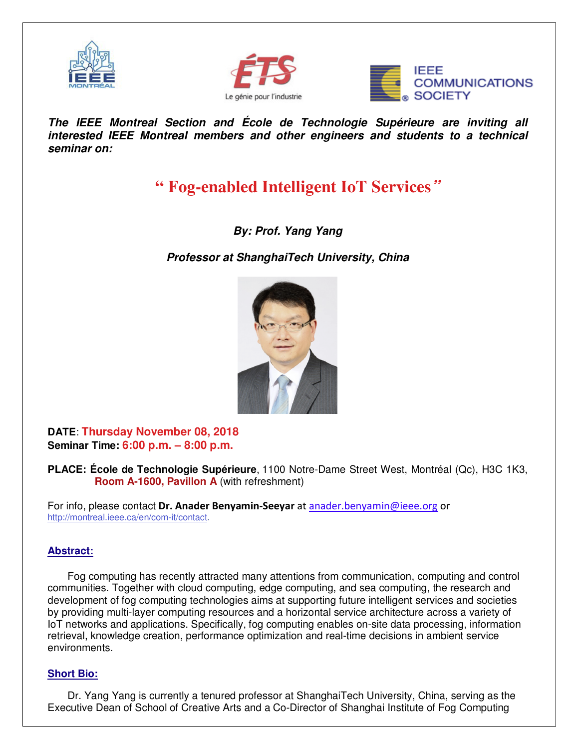***The IEEE Montreal Section and École de Technologie Supérieure are inviting all interested IEEE Montreal members and other engineers and students to a technical seminar on:***

# " Fog-enabled Intelligent IoT Services"

***By: Prof. Yang Yang***

***Professor at ShanghaiTech University, China***

**DATE**: **Thursday November 08, 2018**
**Seminar Time: 6:00 p.m. – 8:00 p.m.**

**PLACE: École de Technologie Supérieure**, 1100 Notre-Dame Street West, Montréal (Qc), H3C 1K3, **Room A-1600, Pavillon A** (with refreshment)

For info, please contact **Dr. Anader Benyamin-Seeyar** at anader.benyamin@ieee.org or http://montreal.ieee.ca/en/com-it/contact.

## Abstract:

Fog computing has recently attracted many attentions from communication, computing and control communities. Together with cloud computing, edge computing, and sea computing, the research and development of fog computing technologies aims at supporting future intelligent services and societies by providing multi-layer computing resources and a horizontal service architecture across a variety of IoT networks and applications. Specifically, fog computing enables on-site data processing, information retrieval, knowledge creation, performance optimization and real-time decisions in ambient service environments.

## Short Bio:

Dr. Yang Yang is currently a tenured professor at ShanghaiTech University, China, serving as the Executive Dean of School of Creative Arts and a Co-Director of Shanghai Institute of Fog Computing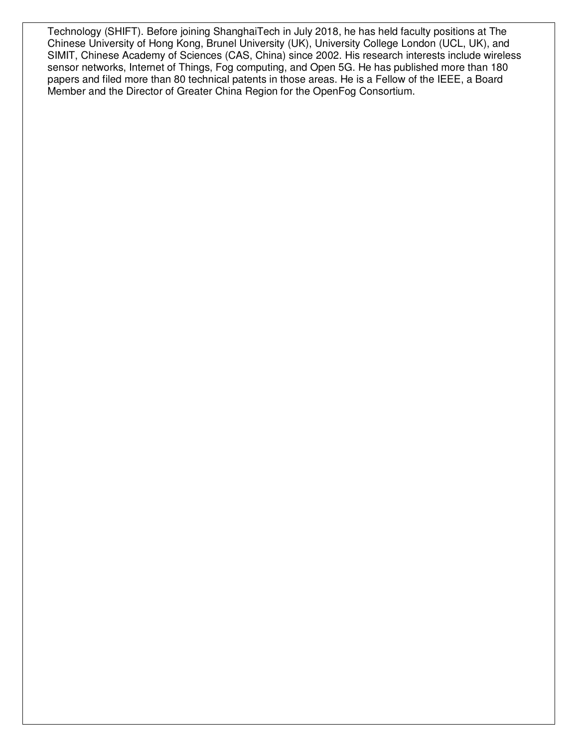Technology (SHIFT). Before joining ShanghaiTech in July 2018, he has held faculty positions at The Chinese University of Hong Kong, Brunel University (UK), University College London (UCL, UK), and SIMIT, Chinese Academy of Sciences (CAS, China) since 2002. His research interests include wireless sensor networks, Internet of Things, Fog computing, and Open 5G. He has published more than 180 papers and filed more than 80 technical patents in those areas. He is a Fellow of the IEEE, a Board Member and the Director of Greater China Region for the OpenFog Consortium.